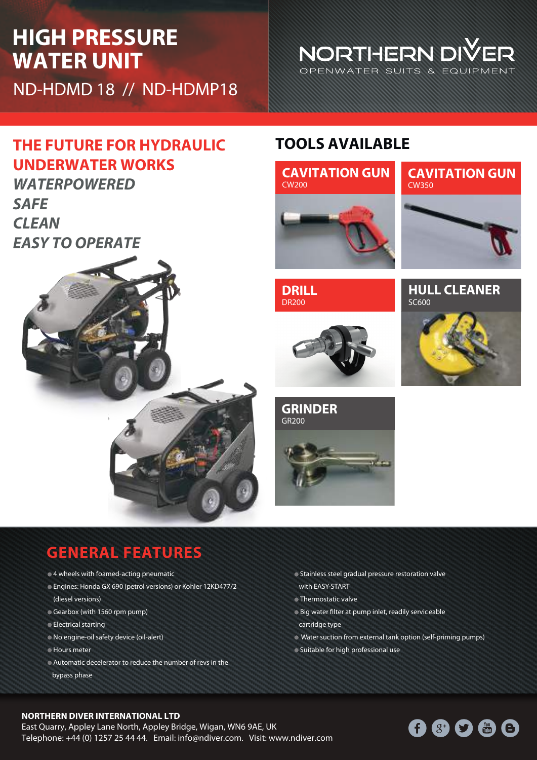# HIGH PRESSURE WATER UNIT

ND-HDMD 18 // ND-HDMP18

NORTHERN DIVER

OPENWATER SUITS & EQUIPMENT

## THE FUTURE FOR HYDRAULIC UNDERWATER WORKS

*WATERPOWERED*

*SAFE*

*CLEAN*

*EASY TO OPERATE*

## TOOLS AVAILABLE

**CAVITATION GUN**
CW200

**CAVITATION GUN**
CW350

**DRILL**
DR200

**HULL CLEANER**
SC600

**GRINDER**
GR200

## GENERAL FEATURES

- 4 wheels with foamed-acting pneumatic
- Engines: Honda GX 690 (petrol versions) or Kohler 12KD477/2 (diesel versions)
- Gearbox (with 1560 rpm pump)
- Electrical starting
- No engine-oil safety device (oil-alert)
- Hours meter
- Automatic decelerator to reduce the number of revs in the bypass phase
- Stainless steel gradual pressure restoration valve with EASY-START
- Thermostatic valve
- Big water filter at pump inlet, readily serviceable cartridge type
- Water suction from external tank option (self-priming pumps)
- Suitable for high professional use

**NORTHERN DIVER INTERNATIONAL LTD**
East Quarry, Appley Lane North, Appley Bridge, Wigan, WN6 9AE, UK
Telephone: +44 (0) 1257 25 44 44. Email: info@ndiver.com. Visit: www.ndiver.com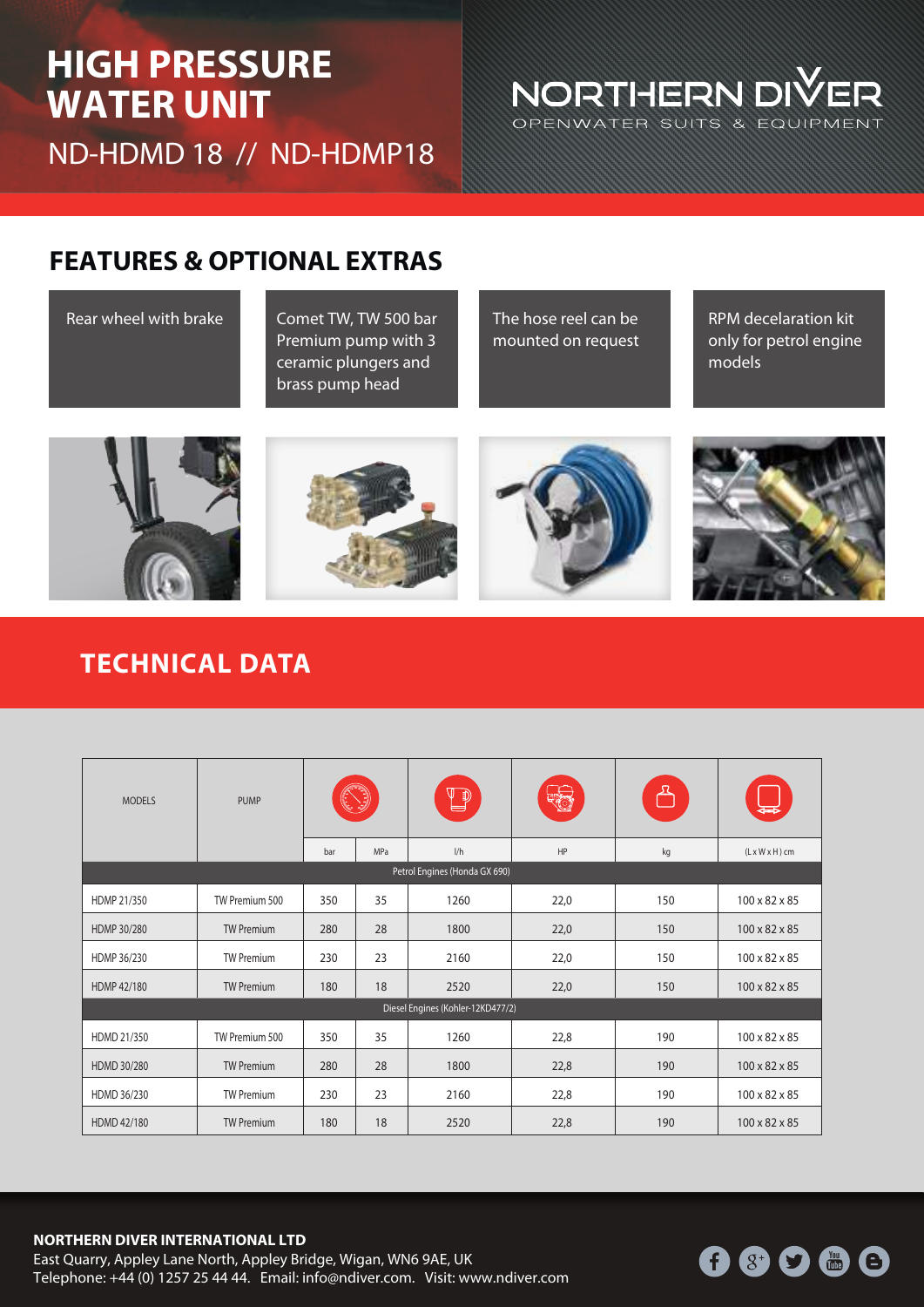# HIGH PRESSURE WATER UNIT

ND-HDMD 18 // ND-HDMP18

NORTHERN DIVER
OPENWATER SUITS & EQUIPMENT

## FEATURES & OPTIONAL EXTRAS

Rear wheel with brake

Comet TW, TW 500 bar Premium pump with 3 ceramic plungers and brass pump head

The hose reel can be mounted on request

RPM decelaration kit only for petrol engine models

## TECHNICAL DATA

| MODELS | PUMP | | | | | | |
|---|---|---|---|---|---|---|---|
| | | bar | MPa | l/h | HP | kg | (L x W x H) cm |
| Petrol Engines (Honda GX 690) | | | | | | | |
| HDMP 21/350 | TW Premium 500 | 350 | 35 | 1260 | 22,0 | 150 | 100 x 82 x 85 |
| HDMP 30/280 | TW Premium | 280 | 28 | 1800 | 22,0 | 150 | 100 x 82 x 85 |
| HDMP 36/230 | TW Premium | 230 | 23 | 2160 | 22,0 | 150 | 100 x 82 x 85 |
| HDMP 42/180 | TW Premium | 180 | 18 | 2520 | 22,0 | 150 | 100 x 82 x 85 |
| Diesel Engines (Kohler-12KD477/2) | | | | | | | |
| HDMD 21/350 | TW Premium 500 | 350 | 35 | 1260 | 22,8 | 190 | 100 x 82 x 85 |
| HDMD 30/280 | TW Premium | 280 | 28 | 1800 | 22,8 | 190 | 100 x 82 x 85 |
| HDMD 36/230 | TW Premium | 230 | 23 | 2160 | 22,8 | 190 | 100 x 82 x 85 |
| HDMD 42/180 | TW Premium | 180 | 18 | 2520 | 22,8 | 190 | 100 x 82 x 85 |

**NORTHERN DIVER INTERNATIONAL LTD**
East Quarry, Appley Lane North, Appley Bridge, Wigan, WN6 9AE, UK
Telephone: +44 (0) 1257 25 44 44. Email: info@ndiver.com. Visit: www.ndiver.com